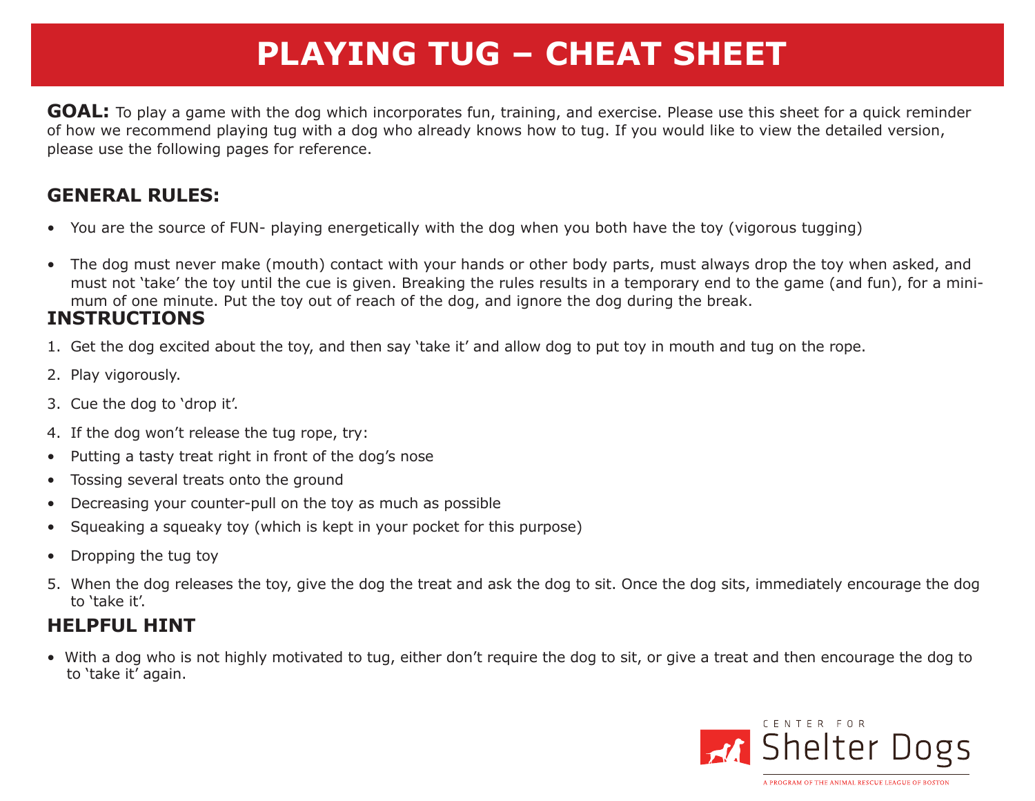# PLAYING TUG – CHEAT SHEET

**GOAL:** To play a game with the dog which incorporates fun, training, and exercise. Please use this sheet for a quick reminder of how we recommend playing tug with a dog who already knows how to tug. If you would like to view the detailed version, please use the following pages for reference.

## GENERAL RULES:

- You are the source of FUN- playing energetically with the dog when you both have the toy (vigorous tugging)
- The dog must never make (mouth) contact with your hands or other body parts, must always drop the toy when asked, and must not 'take' the toy until the cue is given. Breaking the rules results in a temporary end to the game (and fun), for a minimum of one minute. Put the toy out of reach of the dog, and ignore the dog during the break.

## INSTRUCTIONS

1. Get the dog excited about the toy, and then say 'take it' and allow dog to put toy in mouth and tug on the rope.
2. Play vigorously.
3. Cue the dog to 'drop it'.
4. If the dog won't release the tug rope, try:
   - Putting a tasty treat right in front of the dog's nose
   - Tossing several treats onto the ground
   - Decreasing your counter-pull on the toy as much as possible
   - Squeaking a squeaky toy (which is kept in your pocket for this purpose)
   - Dropping the tug toy
5. When the dog releases the toy, give the dog the treat and ask the dog to sit. Once the dog sits, immediately encourage the dog to 'take it'.

## HELPFUL HINT

- With a dog who is not highly motivated to tug, either don't require the dog to sit, or give a treat and then encourage the dog to to 'take it' again.

CENTER FOR Shelter Dogs

A PROGRAM OF THE ANIMAL RESCUE LEAGUE OF BOSTON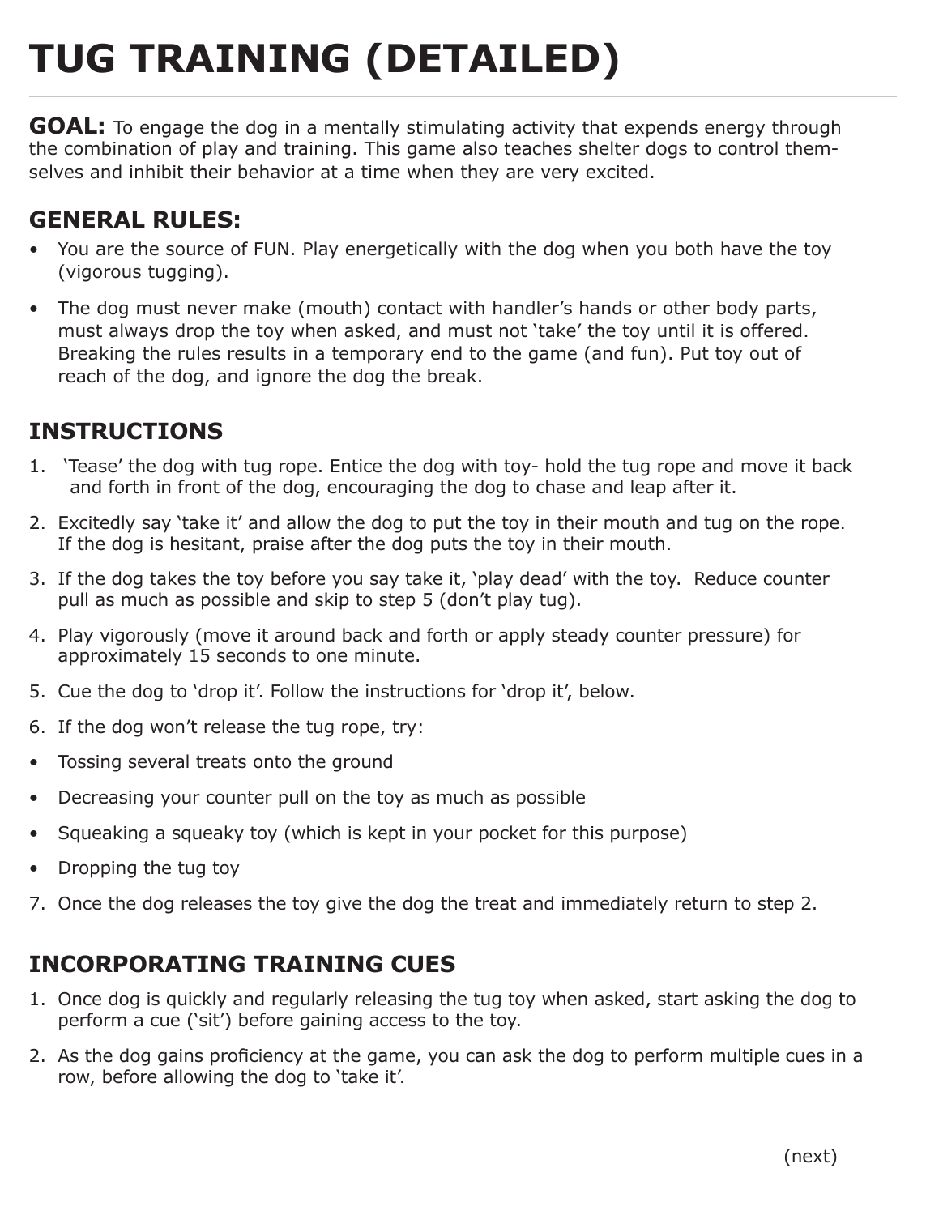# TUG TRAINING (DETAILED)

**GOAL:** To engage the dog in a mentally stimulating activity that expends energy through the combination of play and training. This game also teaches shelter dogs to control themselves and inhibit their behavior at a time when they are very excited.

## GENERAL RULES:

- You are the source of FUN. Play energetically with the dog when you both have the toy (vigorous tugging).
- The dog must never make (mouth) contact with handler's hands or other body parts, must always drop the toy when asked, and must not 'take' the toy until it is offered. Breaking the rules results in a temporary end to the game (and fun). Put toy out of reach of the dog, and ignore the dog the break.

## INSTRUCTIONS

1. 'Tease' the dog with tug rope. Entice the dog with toy- hold the tug rope and move it back and forth in front of the dog, encouraging the dog to chase and leap after it.
2. Excitedly say 'take it' and allow the dog to put the toy in their mouth and tug on the rope. If the dog is hesitant, praise after the dog puts the toy in their mouth.
3. If the dog takes the toy before you say take it, 'play dead' with the toy. Reduce counter pull as much as possible and skip to step 5 (don't play tug).
4. Play vigorously (move it around back and forth or apply steady counter pressure) for approximately 15 seconds to one minute.
5. Cue the dog to 'drop it'. Follow the instructions for 'drop it', below.
6. If the dog won't release the tug rope, try:

- Tossing several treats onto the ground
- Decreasing your counter pull on the toy as much as possible
- Squeaking a squeaky toy (which is kept in your pocket for this purpose)
- Dropping the tug toy

7. Once the dog releases the toy give the dog the treat and immediately return to step 2.

## INCORPORATING TRAINING CUES

1. Once dog is quickly and regularly releasing the tug toy when asked, start asking the dog to perform a cue ('sit') before gaining access to the toy.
2. As the dog gains proficiency at the game, you can ask the dog to perform multiple cues in a row, before allowing the dog to 'take it'.

(next)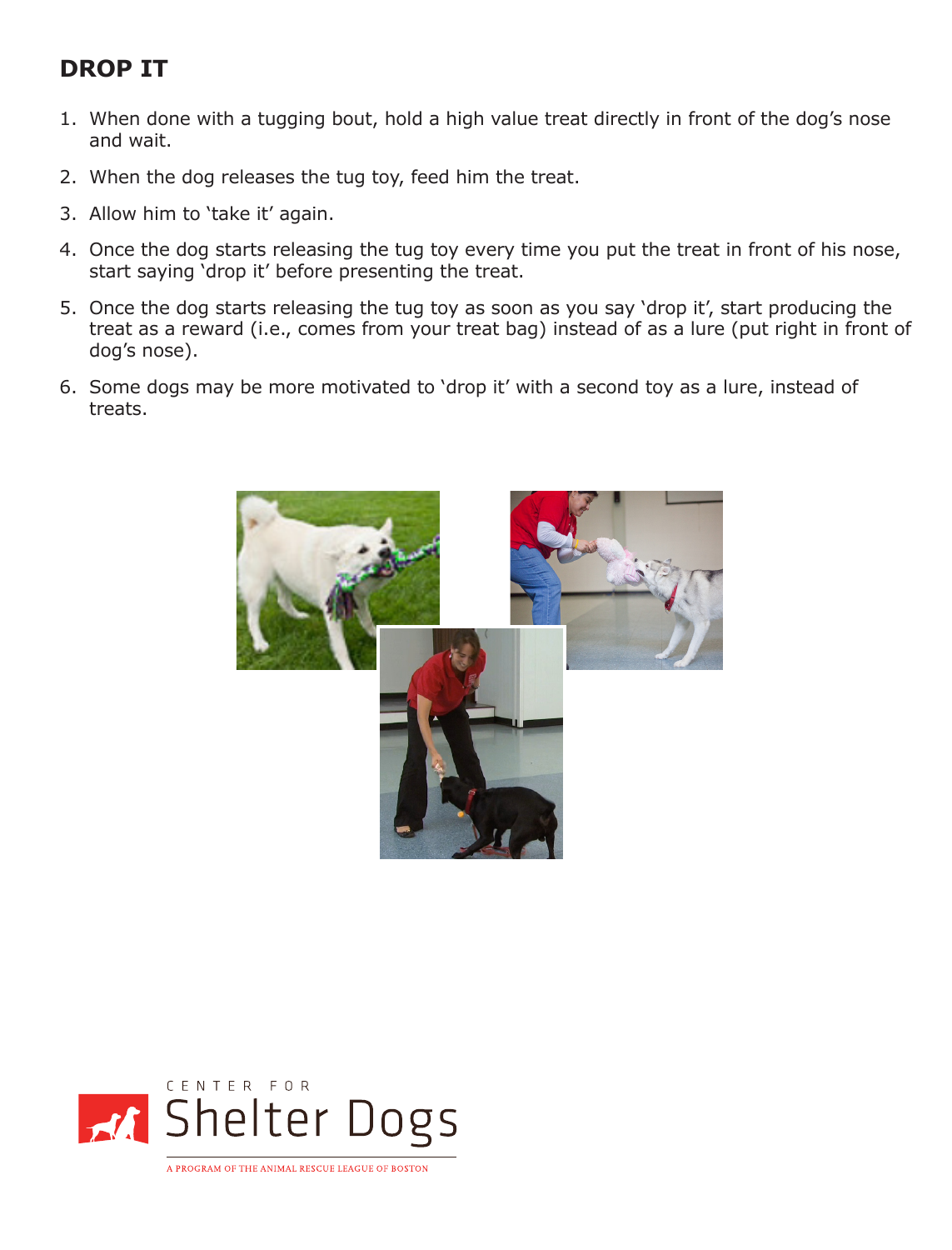## DROP IT

1. When done with a tugging bout, hold a high value treat directly in front of the dog's nose and wait.
2. When the dog releases the tug toy, feed him the treat.
3. Allow him to 'take it' again.
4. Once the dog starts releasing the tug toy every time you put the treat in front of his nose, start saying 'drop it' before presenting the treat.
5. Once the dog starts releasing the tug toy as soon as you say 'drop it', start producing the treat as a reward (i.e., comes from your treat bag) instead of as a lure (put right in front of dog's nose).
6. Some dogs may be more motivated to 'drop it' with a second toy as a lure, instead of treats.

CENTER FOR Shelter Dogs

A PROGRAM OF THE ANIMAL RESCUE LEAGUE OF BOSTON